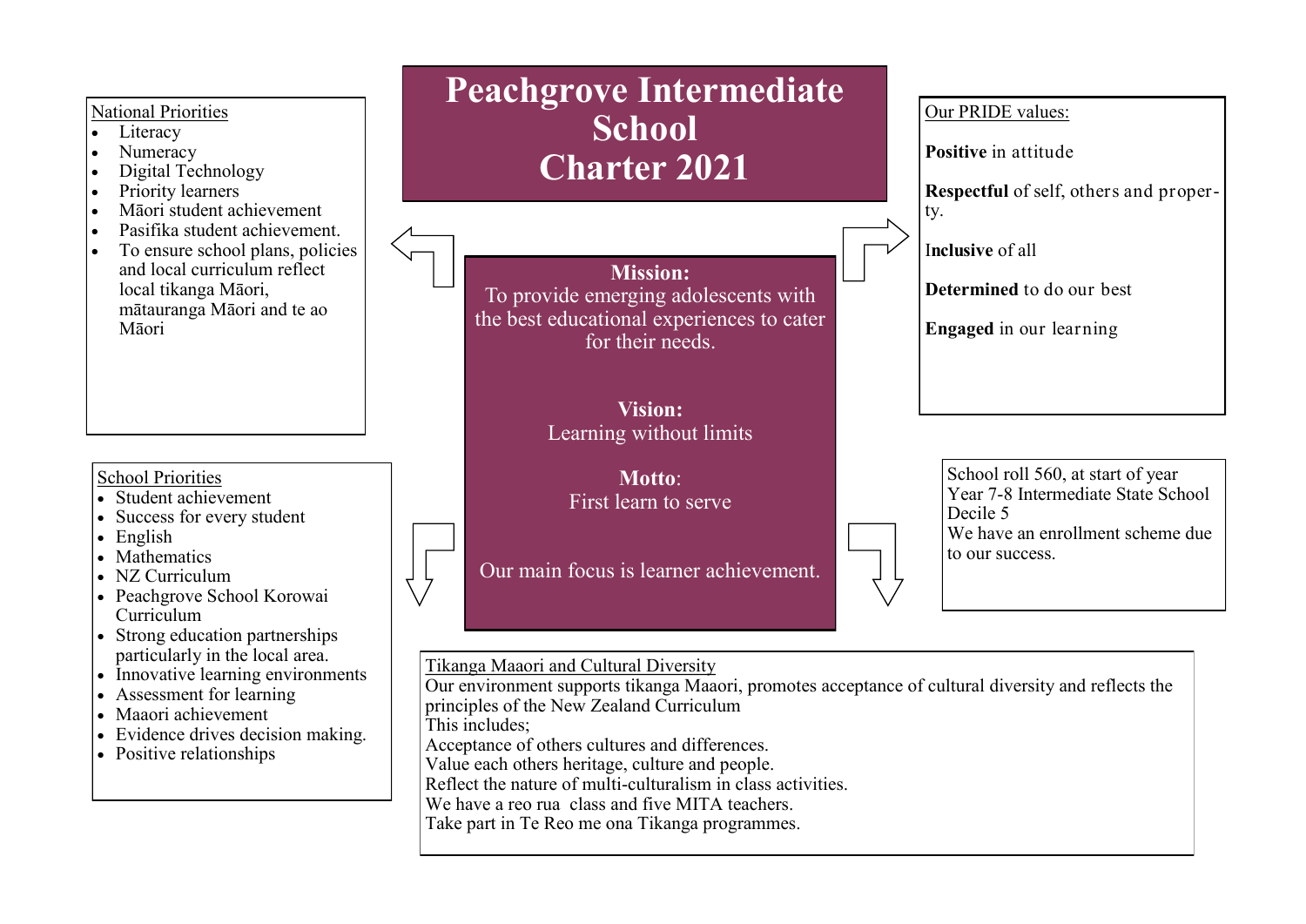# Peachgrove Intermediate School Charter 2021

National Priorities

- Literacy
- Numeracy
- Digital Technology
- Priority learners
- Māori student achievement
- Pasifika student achievement.
- To ensure school plans, policies and local curriculum reflect local tikanga Māori, mātauranga Māori and te ao Māori

**Mission:**
To provide emerging adolescents with the best educational experiences to cater for their needs.

**Vision:**
Learning without limits

**Motto**:
First learn to serve

Our main focus is learner achievement.

Our PRIDE values:

**Positive** in attitude

**Respectful** of self, others and property.

**I**nclusive of all

**Determined** to do our best

**Engaged** in our learning

School Priorities

- Student achievement
- Success for every student
- English
- Mathematics
- NZ Curriculum
- Peachgrove School Korowai Curriculum
- Strong education partnerships particularly in the local area.
- Innovative learning environments
- Assessment for learning
- Maaori achievement
- Evidence drives decision making.
- Positive relationships

School roll 560, at start of year
Year 7-8 Intermediate State School
Decile 5
We have an enrollment scheme due to our success.

Tikanga Maaori and Cultural Diversity

Our environment supports tikanga Maaori, promotes acceptance of cultural diversity and reflects the principles of the New Zealand Curriculum
This includes;
Acceptance of others cultures and differences.
Value each others heritage, culture and people.
Reflect the nature of multi-culturalism in class activities.
We have a reo rua class and five MITA teachers.
Take part in Te Reo me ona Tikanga programmes.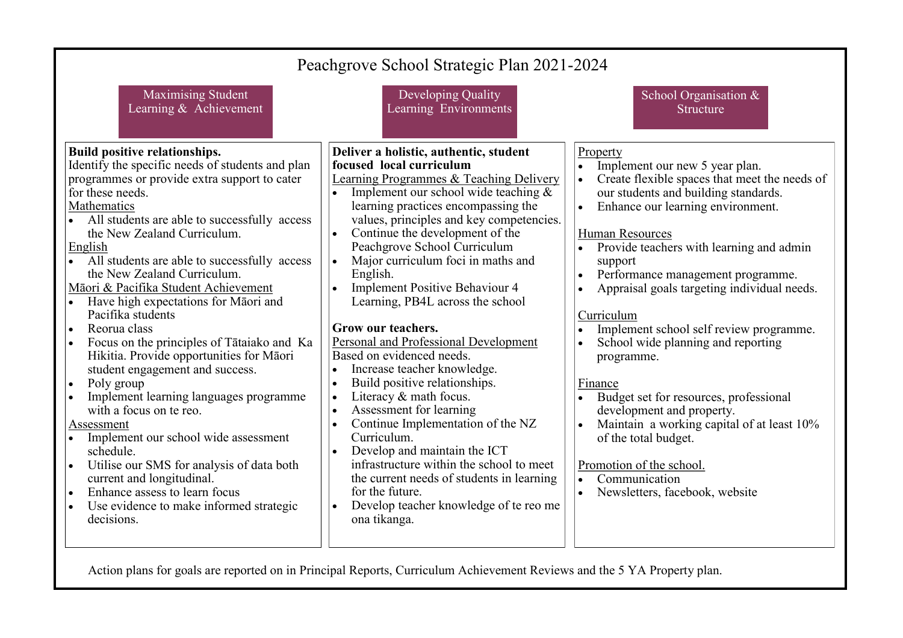# Peachgrove School Strategic Plan 2021-2024

## Maximising Student Learning & Achievement

**Build positive relationships.**
Identify the specific needs of students and plan programmes or provide extra support to cater for these needs.

Mathematics
- All students are able to successfully access the New Zealand Curriculum.

English
- All students are able to successfully access the New Zealand Curriculum.

Māori & Pacifika Student Achievement
- Have high expectations for Māori and Pacifika students
- Reorua class
- Focus on the principles of Tātaiako and Ka Hikitia. Provide opportunities for Māori student engagement and success.
- Poly group
- Implement learning languages programme with a focus on te reo.

Assessment
- Implement our school wide assessment schedule.
- Utilise our SMS for analysis of data both current and longitudinal.
- Enhance assess to learn focus
- Use evidence to make informed strategic decisions.

## Developing Quality Learning Environments

**Deliver a holistic, authentic, student focused local curriculum**

Learning Programmes & Teaching Delivery
- Implement our school wide teaching & learning practices encompassing the values, principles and key competencies.
- Continue the development of the Peachgrove School Curriculum
- Major curriculum foci in maths and English.
- Implement Positive Behaviour 4 Learning, PB4L across the school

**Grow our teachers.**

Personal and Professional Development

Based on evidenced needs.
- Increase teacher knowledge.
- Build positive relationships.
- Literacy & math focus.
- Assessment for learning
- Continue Implementation of the NZ Curriculum.
- Develop and maintain the ICT infrastructure within the school to meet the current needs of students in learning for the future.
- Develop teacher knowledge of te reo me ona tikanga.

## School Organisation & Structure

Property
- Implement our new 5 year plan.
- Create flexible spaces that meet the needs of our students and building standards.
- Enhance our learning environment.

Human Resources
- Provide teachers with learning and admin support
- Performance management programme.
- Appraisal goals targeting individual needs.

Curriculum
- Implement school self review programme.
- School wide planning and reporting programme.

Finance
- Budget set for resources, professional development and property.
- Maintain a working capital of at least 10% of the total budget.

Promotion of the school.
- Communication
- Newsletters, facebook, website

Action plans for goals are reported on in Principal Reports, Curriculum Achievement Reviews and the 5 YA Property plan.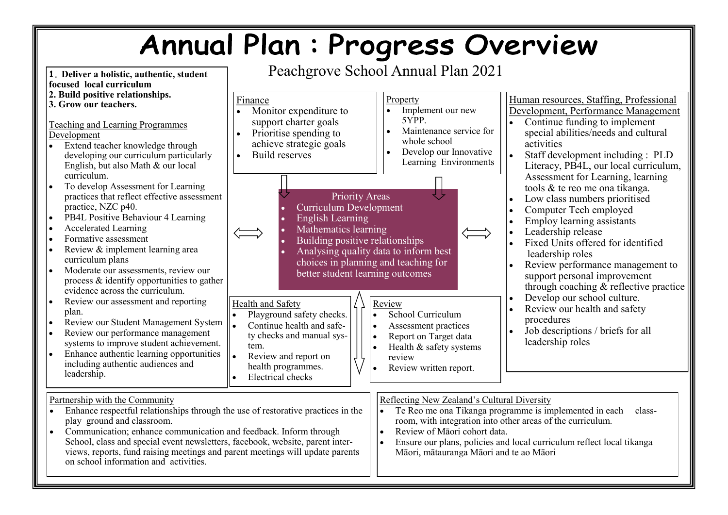# Annual Plan : Progress Overview

## Peachgrove School Annual Plan 2021

**1. Deliver a holistic, authentic, student focused local curriculum**
**2. Build positive relationships.**
**3. Grow our teachers.**

### Teaching and Learning Programmes Development

- Extend teacher knowledge through developing our curriculum particularly English, but also Math & our local curriculum.
- To develop Assessment for Learning practices that reflect effective assessment practice, NZC p40.
- PB4L Positive Behaviour 4 Learning
- Accelerated Learning
- Formative assessment
- Review & implement learning area curriculum plans
- Moderate our assessments, review our process & identify opportunities to gather evidence across the curriculum.
- Review our assessment and reporting plan.
- Review our Student Management System
- Review our performance management systems to improve student achievement.
- Enhance authentic learning opportunities including authentic audiences and leadership.

### Finance

- Monitor expenditure to support charter goals
- Prioritise spending to achieve strategic goals
- Build reserves

### Property

- Implement our new 5YPP.
- Maintenance service for whole school
- Develop our Innovative Learning Environments

### Priority Areas

- Curriculum Development
- English Learning
- Mathematics learning
- Building positive relationships
- Analysing quality data to inform best choices in planning and teaching for better student learning outcomes

### Health and Safety

- Playground safety checks.
- Continue health and safety checks and manual system.
- Review and report on health programmes.
- Electrical checks

### Review

- School Curriculum
- Assessment practices
- Report on Target data
- Health & safety systems review
- Review written report.

### Human resources, Staffing, Professional Development, Performance Management

- Continue funding to implement special abilities/needs and cultural activities
- Staff development including : PLD Literacy, PB4L, our local curriculum, Assessment for Learning, learning tools & te reo me ona tikanga.
- Low class numbers prioritised
- Computer Tech employed
- Employ learning assistants
- Leadership release
- Fixed Units offered for identified leadership roles
- Review performance management to support personal improvement through coaching & reflective practice
- Develop our school culture.
- Review our health and safety procedures
- Job descriptions / briefs for all leadership roles

### Partnership with the Community

- Enhance respectful relationships through the use of restorative practices in the play ground and classroom.
- Communication; enhance communication and feedback. Inform through School, class and special event newsletters, facebook, website, parent interviews, reports, fund raising meetings and parent meetings will update parents on school information and activities.

### Reflecting New Zealand's Cultural Diversity

- Te Reo me ona Tikanga programme is implemented in each classroom, with integration into other areas of the curriculum.
- Review of Māori cohort data.
- Ensure our plans, policies and local curriculum reflect local tikanga Māori, mātauranga Māori and te ao Māori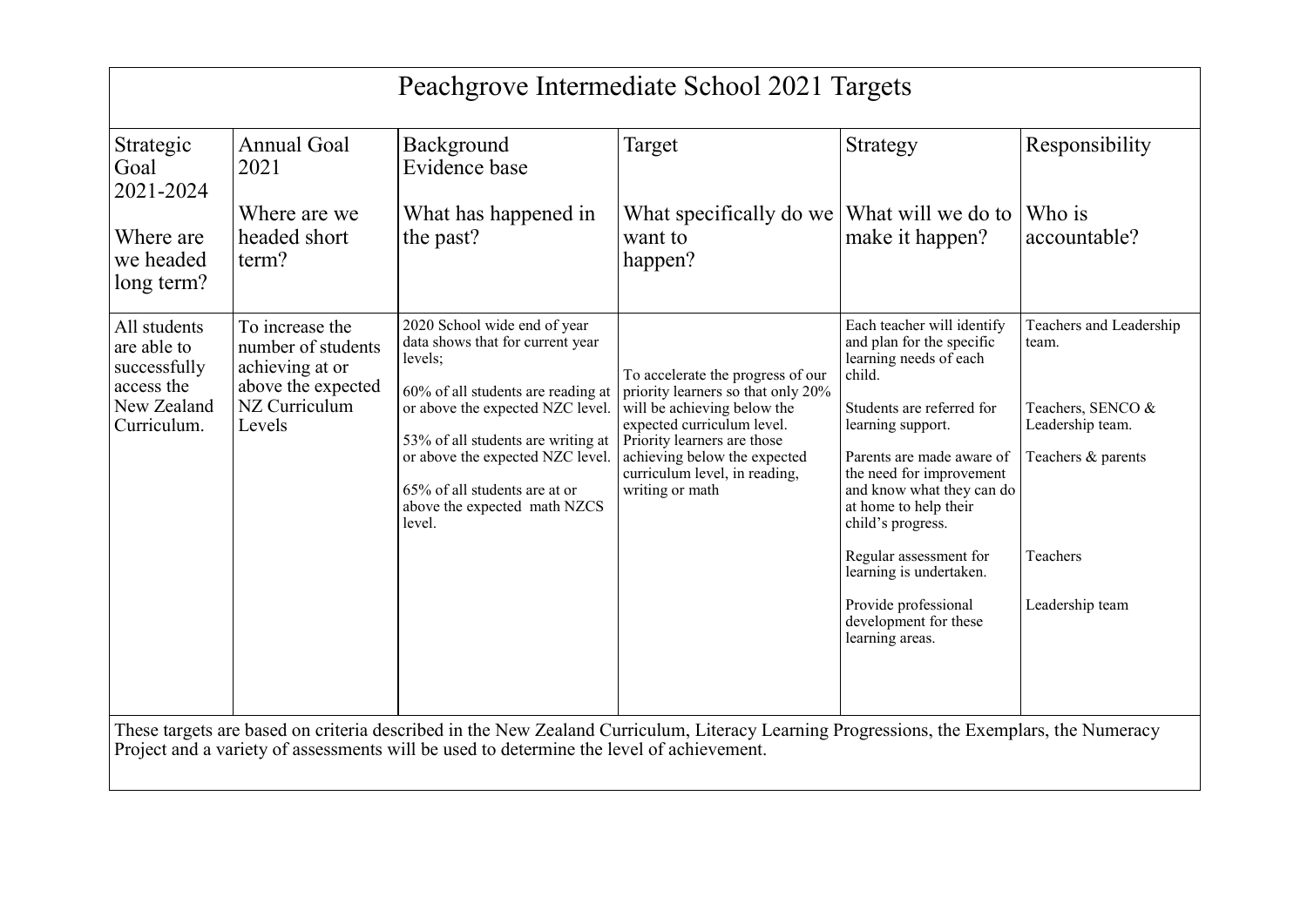# Peachgrove Intermediate School 2021 Targets

| Strategic Goal 2021-2024<br><br>Where are we headed long term? | Annual Goal 2021<br><br>Where are we headed short term? | Background Evidence base<br><br>What has happened in the past? | Target<br><br>What specifically do we want to happen? | Strategy<br><br>What will we do to make it happen? | Responsibility<br><br>Who is accountable? |
|---|---|---|---|---|---|
| All students are able to successfully access the New Zealand Curriculum. | To increase the number of students achieving at or above the expected NZ Curriculum Levels | 2020 School wide end of year data shows that for current year levels;<br><br>60% of all students are reading at or above the expected NZC level.<br><br>53% of all students are writing at or above the expected NZC level.<br><br>65% of all students are at or above the expected math NZCS level. | To accelerate the progress of our priority learners so that only 20% will be achieving below the expected curriculum level. Priority learners are those achieving below the expected curriculum level, in reading, writing or math | Each teacher will identify and plan for the specific learning needs of each child.<br><br>Students are referred for learning support.<br><br>Parents are made aware of the need for improvement and know what they can do at home to help their child's progress.<br><br>Regular assessment for learning is undertaken.<br><br>Provide professional development for these learning areas. | Teachers and Leadership team.<br><br>Teachers, SENCO & Leadership team.<br><br>Teachers & parents<br><br>Teachers<br><br>Leadership team |

These targets are based on criteria described in the New Zealand Curriculum, Literacy Learning Progressions, the Exemplars, the Numeracy Project and a variety of assessments will be used to determine the level of achievement.